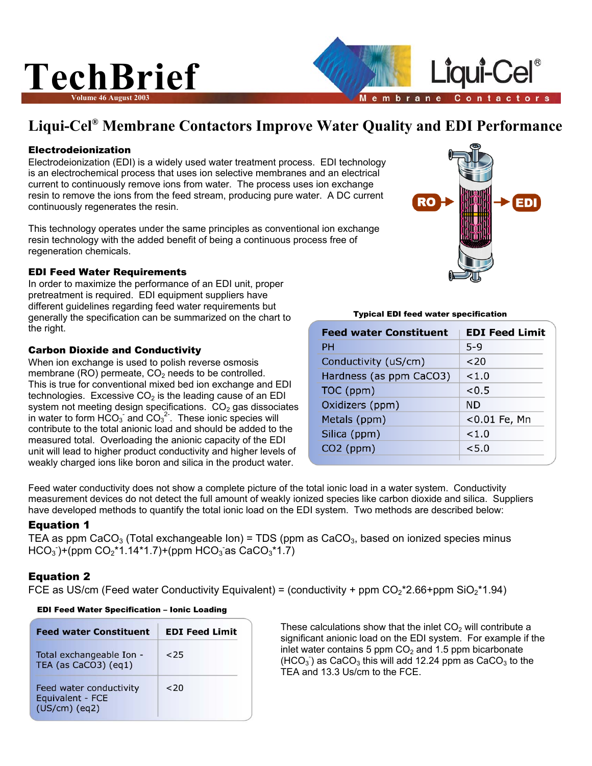# TechBrief

Volume 46 August 2003

Liqui-Cel® Membrane Contactors

## Liqui-Cel® Membrane Contactors Improve Water Quality and EDI Performance

### Electrodeionization

Electrodeionization (EDI) is a widely used water treatment process. EDI technology is an electrochemical process that uses ion selective membranes and an electrical current to continuously remove ions from water. The process uses ion exchange resin to remove the ions from the feed stream, producing pure water. A DC current continuously regenerates the resin.

This technology operates under the same principles as conventional ion exchange resin technology with the added benefit of being a continuous process free of regeneration chemicals.

RO → EDI

### EDI Feed Water Requirements

In order to maximize the performance of an EDI unit, proper pretreatment is required. EDI equipment suppliers have different guidelines regarding feed water requirements but generally the specification can be summarized on the chart to the right.

**Typical EDI feed water specification**

| Feed water Constituent | EDI Feed Limit |
|---|---|
| PH | 5-9 |
| Conductivity (uS/cm) | <20 |
| Hardness (as ppm CaCO3) | <1.0 |
| TOC (ppm) | <0.5 |
| Oxidizers (ppm) | ND |
| Metals (ppm) | <0.01 Fe, Mn |
| Silica (ppm) | <1.0 |
| CO2 (ppm) | <5.0 |

### Carbon Dioxide and Conductivity

When ion exchange is used to polish reverse osmosis membrane (RO) permeate, $CO_2$ needs to be controlled. This is true for conventional mixed bed ion exchange and EDI technologies. Excessive $CO_2$ is the leading cause of an EDI system not meeting design specifications. $CO_2$ gas dissociates in water to form $HCO_3^-$ and $CO_3^{2-}$. These ionic species will contribute to the total anionic load and should be added to the measured total. Overloading the anionic capacity of the EDI unit will lead to higher product conductivity and higher levels of weakly charged ions like boron and silica in the product water.

Feed water conductivity does not show a complete picture of the total ionic load in a water system. Conductivity measurement devices do not detect the full amount of weakly ionized species like carbon dioxide and silica. Suppliers have developed methods to quantify the total ionic load on the EDI system. Two methods are described below:

### Equation 1

TEA as ppm $CaCO_3$ (Total exchangeable Ion) = TDS (ppm as $CaCO_3$, based on ionized species minus $HCO_3^-$)+(ppm $CO_2$*1.14*1.7)+(ppm $HCO_3^-$as $CaCO_3$*1.7)

### Equation 2

FCE as US/cm (Feed water Conductivity Equivalent) = (conductivity + ppm $CO_2$*2.66+ppm $SiO_2$*1.94)

**EDI Feed Water Specification – Ionic Loading**

| Feed water Constituent | EDI Feed Limit |
|---|---|
| Total exchangeable Ion - TEA (as CaCO3) (eq1) | <25 |
| Feed water conductivity Equivalent - FCE (US/cm) (eq2) | <20 |

These calculations show that the inlet $CO_2$ will contribute a significant anionic load on the EDI system. For example if the inlet water contains 5 ppm $CO_2$ and 1.5 ppm bicarbonate ($HCO_3^-$) as $CaCO_3$ this will add 12.24 ppm as $CaCO_3$ to the TEA and 13.3 Us/cm to the FCE.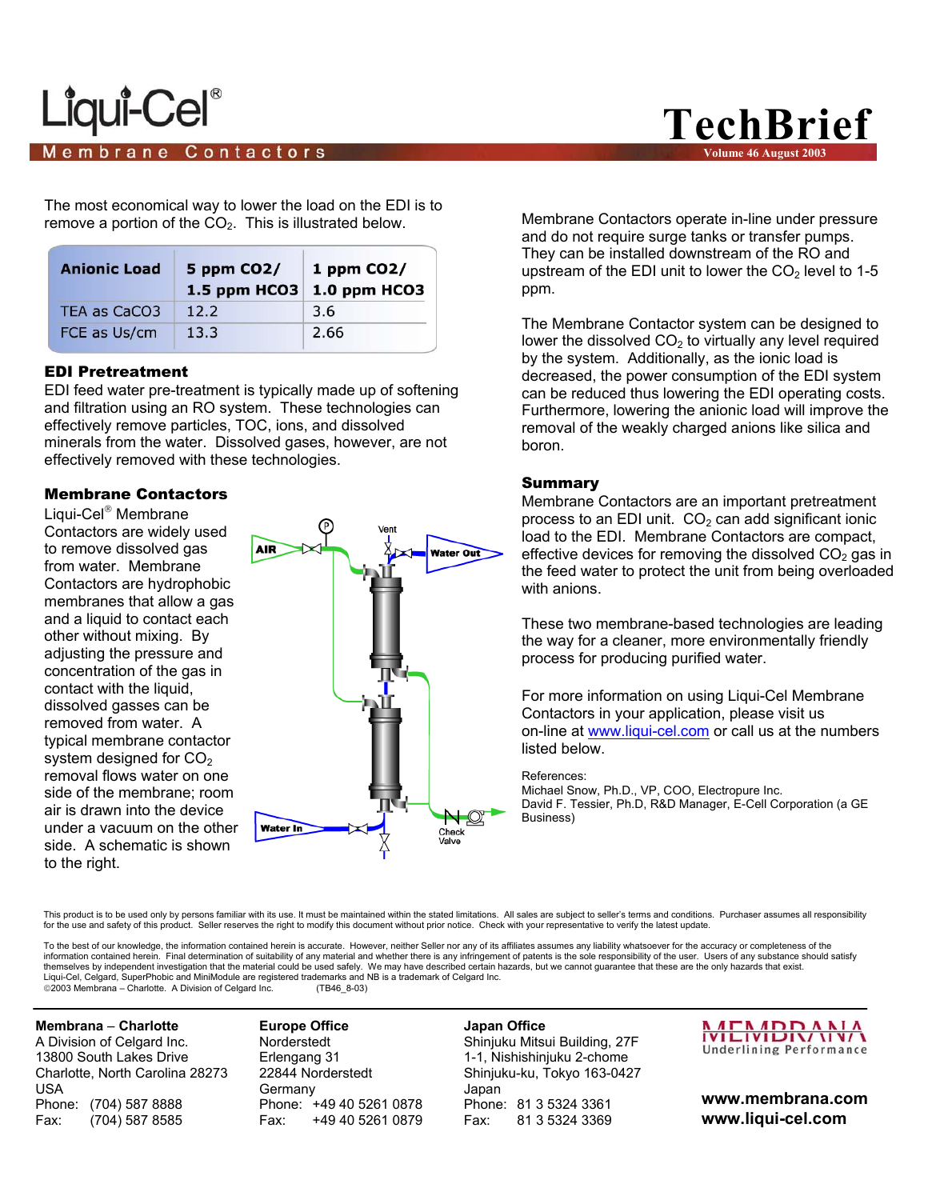# Liqui-Cel® Membrane Contactors

**TechBrief**
Volume 46 August 2003

The most economical way to lower the load on the EDI is to remove a portion of the $CO_2$. This is illustrated below.

| Anionic Load | 5 ppm CO2/ 1.5 ppm HCO3 | 1 ppm CO2/ 1.0 ppm HCO3 |
|---|---|---|
| TEA as CaCO3 | 12.2 | 3.6 |
| FCE as Us/cm | 13.3 | 2.66 |

### EDI Pretreatment

EDI feed water pre-treatment is typically made up of softening and filtration using an RO system. These technologies can effectively remove particles, TOC, ions, and dissolved minerals from the water. Dissolved gases, however, are not effectively removed with these technologies.

### Membrane Contactors

Liqui-Cel® Membrane Contactors are widely used to remove dissolved gas from water. Membrane Contactors are hydrophobic membranes that allow a gas and a liquid to contact each other without mixing. By adjusting the pressure and concentration of the gas in contact with the liquid, dissolved gasses can be removed from water. A typical membrane contactor system designed for $CO_2$ removal flows water on one side of the membrane; room air is drawn into the device under a vacuum on the other side. A schematic is shown to the right.

P
AIR
Vent
Water Out
Water In
Check Valve

Membrane Contactors operate in-line under pressure and do not require surge tanks or transfer pumps. They can be installed downstream of the RO and upstream of the EDI unit to lower the $CO_2$ level to 1-5 ppm.

The Membrane Contactor system can be designed to lower the dissolved $CO_2$ to virtually any level required by the system. Additionally, as the ionic load is decreased, the power consumption of the EDI system can be reduced thus lowering the EDI operating costs. Furthermore, lowering the anionic load will improve the removal of the weakly charged anions like silica and boron.

### Summary

Membrane Contactors are an important pretreatment process to an EDI unit. $CO_2$ can add significant ionic load to the EDI. Membrane Contactors are compact, effective devices for removing the dissolved $CO_2$ gas in the feed water to protect the unit from being overloaded with anions.

These two membrane-based technologies are leading the way for a cleaner, more environmentally friendly process for producing purified water.

For more information on using Liqui-Cel Membrane Contactors in your application, please visit us on-line at www.liqui-cel.com or call us at the numbers listed below.

References:
Michael Snow, Ph.D., VP, COO, Electropure Inc.
David F. Tessier, Ph.D, R&D Manager, E-Cell Corporation (a GE Business)

This product is to be used only by persons familiar with its use. It must be maintained within the stated limitations. All sales are subject to seller's terms and conditions. Purchaser assumes all responsibility for the use and safety of this product. Seller reserves the right to modify this document without prior notice. Check with your representative to verify the latest update.

To the best of our knowledge, the information contained herein is accurate. However, neither Seller nor any of its affiliates assumes any liability whatsoever for the accuracy or completeness of the information contained herein. Final determination of suitability of any material and whether there is any infringement of patents is the sole responsibility of the user. Users of any substance should satisfy themselves by independent investigation that the material could be used safely. We may have described certain hazards, but we cannot guarantee that these are the only hazards that exist.
Liqui-Cel, Celgard, SuperPhobic and MiniModule are registered trademarks and NB is a trademark of Celgard Inc.
©2003 Membrana – Charlotte. A Division of Celgard Inc. (TB46_8-03)

**Membrana – Charlotte**
A Division of Celgard Inc.
13800 South Lakes Drive
Charlotte, North Carolina 28273
USA
Phone: (704) 587 8888
Fax: (704) 587 8585

**Europe Office**
Norderstedt
Erlengang 31
22844 Norderstedt
Germany
Phone: +49 40 5261 0878
Fax: +49 40 5261 0879

**Japan Office**
Shinjuku Mitsui Building, 27F
1-1, Nishishinjuku 2-chome
Shinjuku-ku, Tokyo 163-0427
Japan
Phone: 81 3 5324 3361
Fax: 81 3 5324 3369

MEMBRANA
Underlining Performance

**www.membrana.com**
**www.liqui-cel.com**